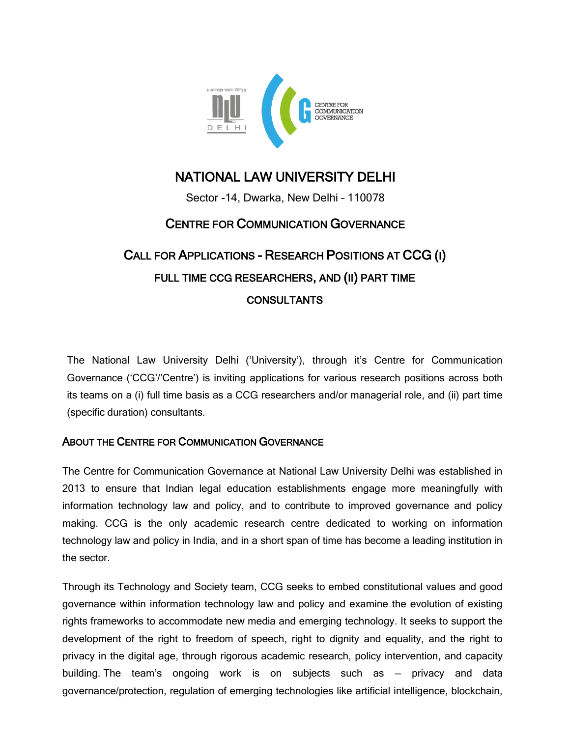# NATIONAL LAW UNIVERSITY DELHI

Sector -14, Dwarka, New Delhi – 110078

## CENTRE FOR COMMUNICATION GOVERNANCE

## CALL FOR APPLICATIONS - RESEARCH POSITIONS AT CCG (I) FULL TIME CCG RESEARCHERS, AND (II) PART TIME CONSULTANTS

The National Law University Delhi ('University'), through it's Centre for Communication Governance ('CCG'/'Centre') is inviting applications for various research positions across both its teams on a (i) full time basis as a CCG researchers and/or managerial role, and (ii) part time (specific duration) consultants.

### ABOUT THE CENTRE FOR COMMUNICATION GOVERNANCE

The Centre for Communication Governance at National Law University Delhi was established in 2013 to ensure that Indian legal education establishments engage more meaningfully with information technology law and policy, and to contribute to improved governance and policy making. CCG is the only academic research centre dedicated to working on information technology law and policy in India, and in a short span of time has become a leading institution in the sector.

Through its Technology and Society team, CCG seeks to embed constitutional values and good governance within information technology law and policy and examine the evolution of existing rights frameworks to accommodate new media and emerging technology. It seeks to support the development of the right to freedom of speech, right to dignity and equality, and the right to privacy in the digital age, through rigorous academic research, policy intervention, and capacity building. The team's ongoing work is on subjects such as – privacy and data governance/protection, regulation of emerging technologies like artificial intelligence, blockchain,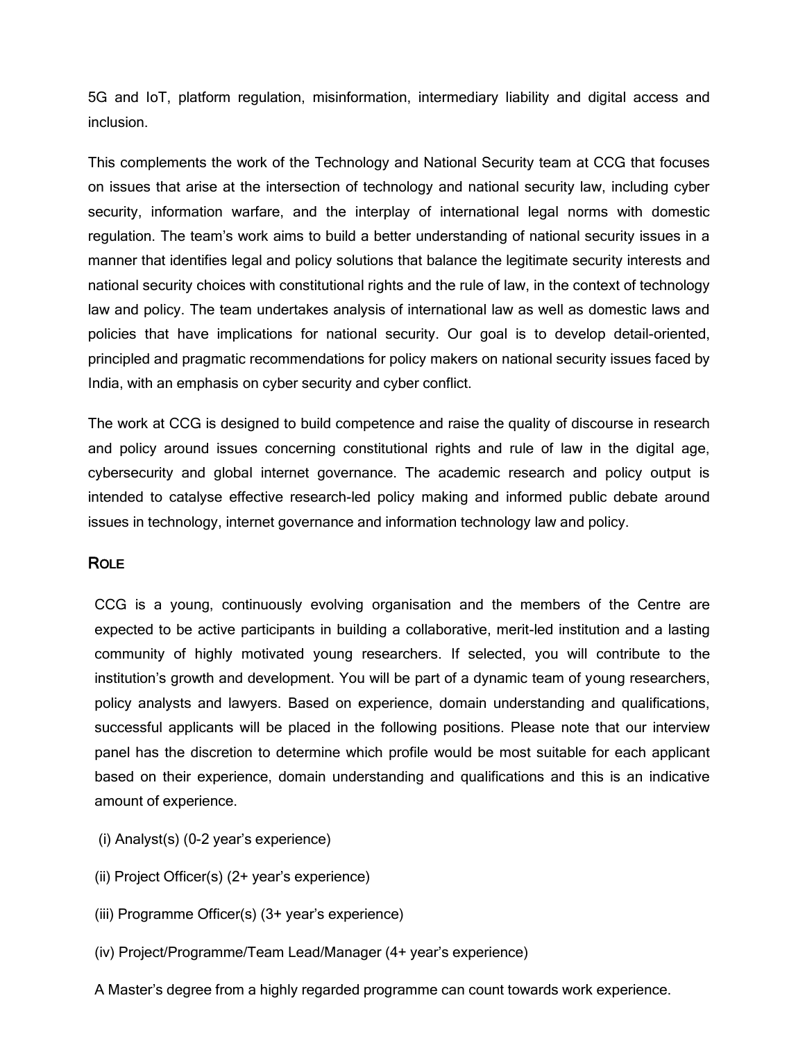5G and IoT, platform regulation, misinformation, intermediary liability and digital access and inclusion.

This complements the work of the Technology and National Security team at CCG that focuses on issues that arise at the intersection of technology and national security law, including cyber security, information warfare, and the interplay of international legal norms with domestic regulation. The team's work aims to build a better understanding of national security issues in a manner that identifies legal and policy solutions that balance the legitimate security interests and national security choices with constitutional rights and the rule of law, in the context of technology law and policy. The team undertakes analysis of international law as well as domestic laws and policies that have implications for national security. Our goal is to develop detail-oriented, principled and pragmatic recommendations for policy makers on national security issues faced by India, with an emphasis on cyber security and cyber conflict.

The work at CCG is designed to build competence and raise the quality of discourse in research and policy around issues concerning constitutional rights and rule of law in the digital age, cybersecurity and global internet governance. The academic research and policy output is intended to catalyse effective research-led policy making and informed public debate around issues in technology, internet governance and information technology law and policy.

## Role

CCG is a young, continuously evolving organisation and the members of the Centre are expected to be active participants in building a collaborative, merit-led institution and a lasting community of highly motivated young researchers. If selected, you will contribute to the institution's growth and development. You will be part of a dynamic team of young researchers, policy analysts and lawyers. Based on experience, domain understanding and qualifications, successful applicants will be placed in the following positions. Please note that our interview panel has the discretion to determine which profile would be most suitable for each applicant based on their experience, domain understanding and qualifications and this is an indicative amount of experience.

(i) Analyst(s) (0-2 year's experience)

(ii) Project Officer(s) (2+ year's experience)

(iii) Programme Officer(s) (3+ year's experience)

(iv) Project/Programme/Team Lead/Manager (4+ year's experience)

A Master's degree from a highly regarded programme can count towards work experience.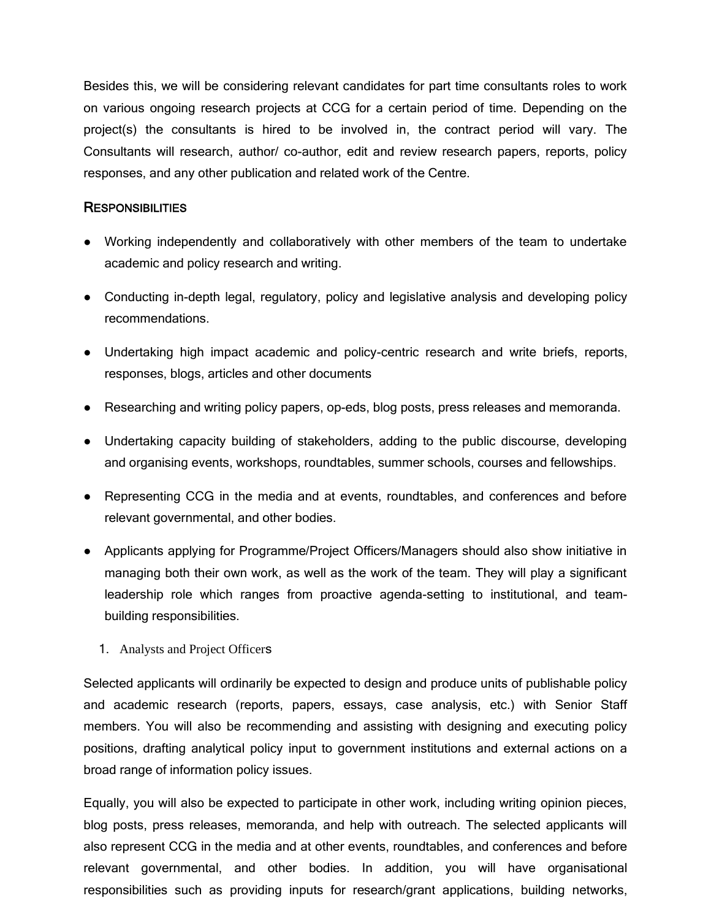Besides this, we will be considering relevant candidates for part time consultants roles to work on various ongoing research projects at CCG for a certain period of time. Depending on the project(s) the consultants is hired to be involved in, the contract period will vary. The Consultants will research, author/ co-author, edit and review research papers, reports, policy responses, and any other publication and related work of the Centre.

### Responsibilities

- Working independently and collaboratively with other members of the team to undertake academic and policy research and writing.
- Conducting in-depth legal, regulatory, policy and legislative analysis and developing policy recommendations.
- Undertaking high impact academic and policy-centric research and write briefs, reports, responses, blogs, articles and other documents
- Researching and writing policy papers, op-eds, blog posts, press releases and memoranda.
- Undertaking capacity building of stakeholders, adding to the public discourse, developing and organising events, workshops, roundtables, summer schools, courses and fellowships.
- Representing CCG in the media and at events, roundtables, and conferences and before relevant governmental, and other bodies.
- Applicants applying for Programme/Project Officers/Managers should also show initiative in managing both their own work, as well as the work of the team. They will play a significant leadership role which ranges from proactive agenda-setting to institutional, and team-building responsibilities.

1. Analysts and Project Officers

Selected applicants will ordinarily be expected to design and produce units of publishable policy and academic research (reports, papers, essays, case analysis, etc.) with Senior Staff members. You will also be recommending and assisting with designing and executing policy positions, drafting analytical policy input to government institutions and external actions on a broad range of information policy issues.

Equally, you will also be expected to participate in other work, including writing opinion pieces, blog posts, press releases, memoranda, and help with outreach. The selected applicants will also represent CCG in the media and at other events, roundtables, and conferences and before relevant governmental, and other bodies. In addition, you will have organisational responsibilities such as providing inputs for research/grant applications, building networks,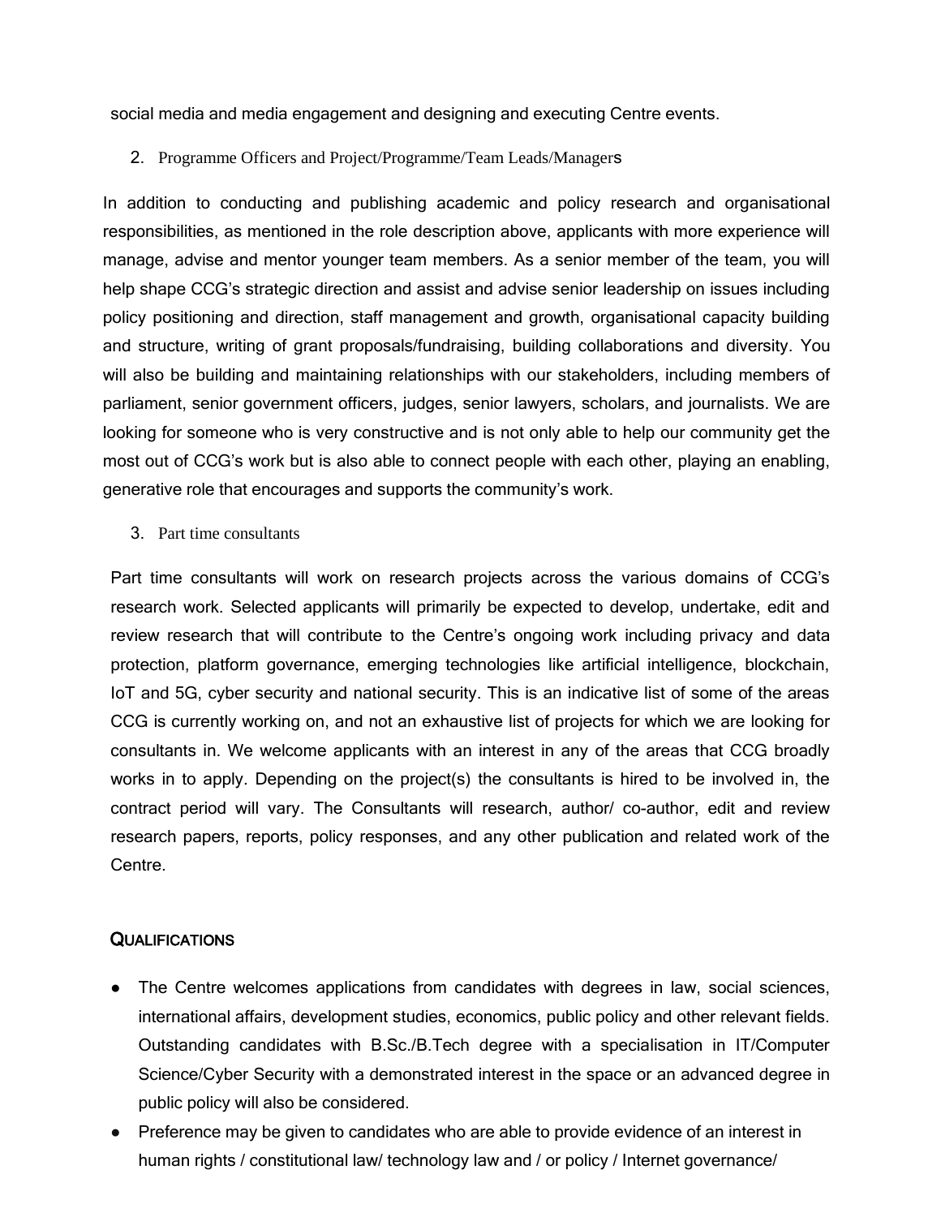social media and media engagement and designing and executing Centre events.

2. Programme Officers and Project/Programme/Team Leads/Managers

In addition to conducting and publishing academic and policy research and organisational responsibilities, as mentioned in the role description above, applicants with more experience will manage, advise and mentor younger team members. As a senior member of the team, you will help shape CCG's strategic direction and assist and advise senior leadership on issues including policy positioning and direction, staff management and growth, organisational capacity building and structure, writing of grant proposals/fundraising, building collaborations and diversity. You will also be building and maintaining relationships with our stakeholders, including members of parliament, senior government officers, judges, senior lawyers, scholars, and journalists. We are looking for someone who is very constructive and is not only able to help our community get the most out of CCG's work but is also able to connect people with each other, playing an enabling, generative role that encourages and supports the community's work.

3. Part time consultants

Part time consultants will work on research projects across the various domains of CCG's research work. Selected applicants will primarily be expected to develop, undertake, edit and review research that will contribute to the Centre's ongoing work including privacy and data protection, platform governance, emerging technologies like artificial intelligence, blockchain, IoT and 5G, cyber security and national security. This is an indicative list of some of the areas CCG is currently working on, and not an exhaustive list of projects for which we are looking for consultants in. We welcome applicants with an interest in any of the areas that CCG broadly works in to apply. Depending on the project(s) the consultants is hired to be involved in, the contract period will vary. The Consultants will research, author/ co-author, edit and review research papers, reports, policy responses, and any other publication and related work of the Centre.

## QUALIFICATIONS

- The Centre welcomes applications from candidates with degrees in law, social sciences, international affairs, development studies, economics, public policy and other relevant fields. Outstanding candidates with B.Sc./B.Tech degree with a specialisation in IT/Computer Science/Cyber Security with a demonstrated interest in the space or an advanced degree in public policy will also be considered.
- Preference may be given to candidates who are able to provide evidence of an interest in human rights / constitutional law/ technology law and / or policy / Internet governance/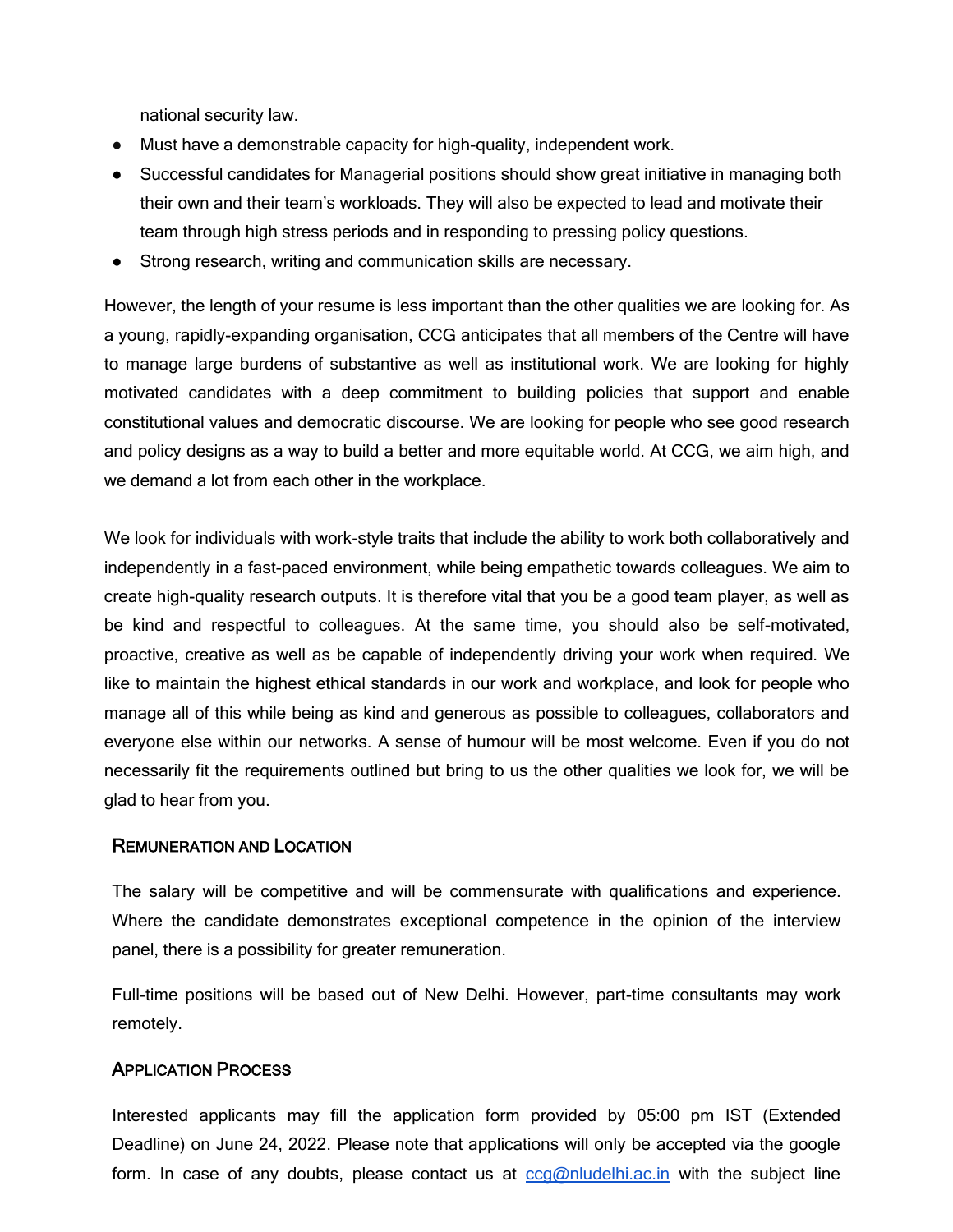national security law.

- Must have a demonstrable capacity for high-quality, independent work.
- Successful candidates for Managerial positions should show great initiative in managing both their own and their team's workloads. They will also be expected to lead and motivate their team through high stress periods and in responding to pressing policy questions.
- Strong research, writing and communication skills are necessary.

However, the length of your resume is less important than the other qualities we are looking for. As a young, rapidly-expanding organisation, CCG anticipates that all members of the Centre will have to manage large burdens of substantive as well as institutional work. We are looking for highly motivated candidates with a deep commitment to building policies that support and enable constitutional values and democratic discourse. We are looking for people who see good research and policy designs as a way to build a better and more equitable world. At CCG, we aim high, and we demand a lot from each other in the workplace.

We look for individuals with work-style traits that include the ability to work both collaboratively and independently in a fast-paced environment, while being empathetic towards colleagues. We aim to create high-quality research outputs. It is therefore vital that you be a good team player, as well as be kind and respectful to colleagues. At the same time, you should also be self-motivated, proactive, creative as well as be capable of independently driving your work when required. We like to maintain the highest ethical standards in our work and workplace, and look for people who manage all of this while being as kind and generous as possible to colleagues, collaborators and everyone else within our networks. A sense of humour will be most welcome. Even if you do not necessarily fit the requirements outlined but bring to us the other qualities we look for, we will be glad to hear from you.

### Remuneration and Location

The salary will be competitive and will be commensurate with qualifications and experience. Where the candidate demonstrates exceptional competence in the opinion of the interview panel, there is a possibility for greater remuneration.

Full-time positions will be based out of New Delhi. However, part-time consultants may work remotely.

### Application Process

Interested applicants may fill the application form provided by 05:00 pm IST (Extended Deadline) on June 24, 2022. Please note that applications will only be accepted via the google form. In case of any doubts, please contact us at [ccg@nludelhi.ac.in](mailto:ccg@nludelhi.ac.in) with the subject line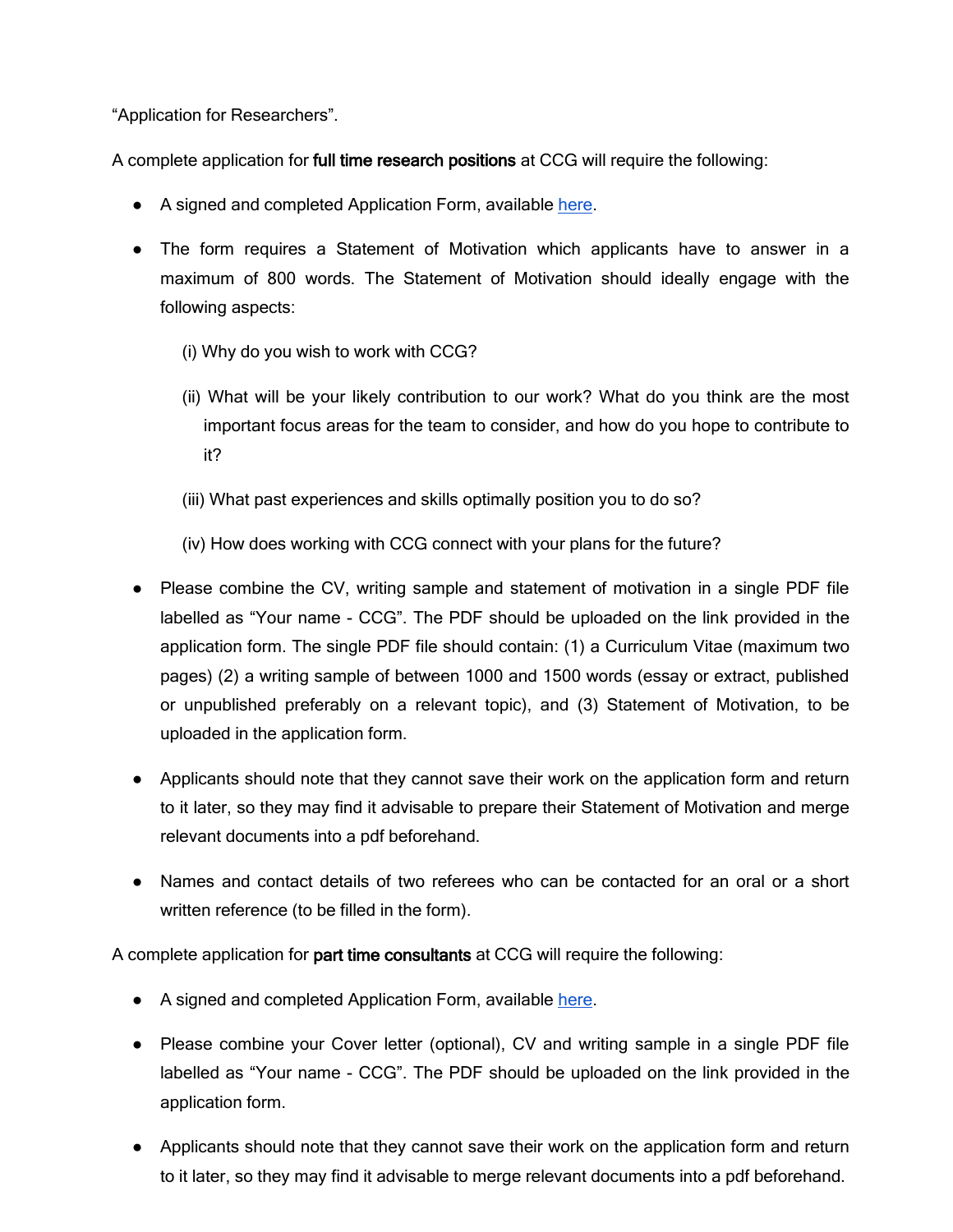"Application for Researchers".

A complete application for **full time research positions** at CCG will require the following:

- A signed and completed Application Form, available here.
- The form requires a Statement of Motivation which applicants have to answer in a maximum of 800 words. The Statement of Motivation should ideally engage with the following aspects:
  - (i) Why do you wish to work with CCG?
  - (ii) What will be your likely contribution to our work? What do you think are the most important focus areas for the team to consider, and how do you hope to contribute to it?
  - (iii) What past experiences and skills optimally position you to do so?
  - (iv) How does working with CCG connect with your plans for the future?
- Please combine the CV, writing sample and statement of motivation in a single PDF file labelled as "Your name - CCG". The PDF should be uploaded on the link provided in the application form. The single PDF file should contain: (1) a Curriculum Vitae (maximum two pages) (2) a writing sample of between 1000 and 1500 words (essay or extract, published or unpublished preferably on a relevant topic), and (3) Statement of Motivation, to be uploaded in the application form.
- Applicants should note that they cannot save their work on the application form and return to it later, so they may find it advisable to prepare their Statement of Motivation and merge relevant documents into a pdf beforehand.
- Names and contact details of two referees who can be contacted for an oral or a short written reference (to be filled in the form).

A complete application for **part time consultants** at CCG will require the following:

- A signed and completed Application Form, available here.
- Please combine your Cover letter (optional), CV and writing sample in a single PDF file labelled as "Your name - CCG". The PDF should be uploaded on the link provided in the application form.
- Applicants should note that they cannot save their work on the application form and return to it later, so they may find it advisable to merge relevant documents into a pdf beforehand.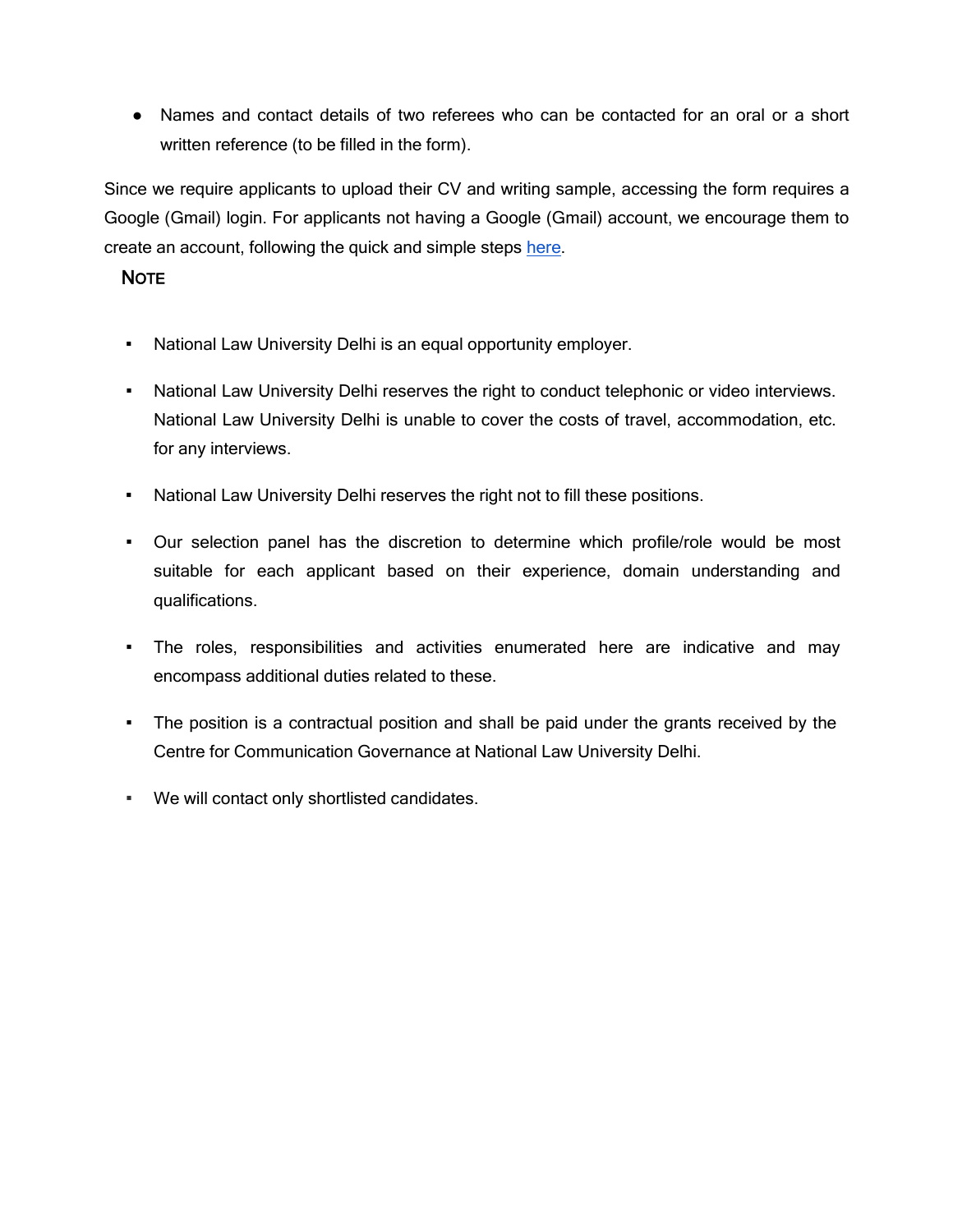- Names and contact details of two referees who can be contacted for an oral or a short written reference (to be filled in the form).

Since we require applicants to upload their CV and writing sample, accessing the form requires a Google (Gmail) login. For applicants not having a Google (Gmail) account, we encourage them to create an account, following the quick and simple steps here.

## NOTE

- National Law University Delhi is an equal opportunity employer.
- National Law University Delhi reserves the right to conduct telephonic or video interviews. National Law University Delhi is unable to cover the costs of travel, accommodation, etc. for any interviews.
- National Law University Delhi reserves the right not to fill these positions.
- Our selection panel has the discretion to determine which profile/role would be most suitable for each applicant based on their experience, domain understanding and qualifications.
- The roles, responsibilities and activities enumerated here are indicative and may encompass additional duties related to these.
- The position is a contractual position and shall be paid under the grants received by the Centre for Communication Governance at National Law University Delhi.
- We will contact only shortlisted candidates.